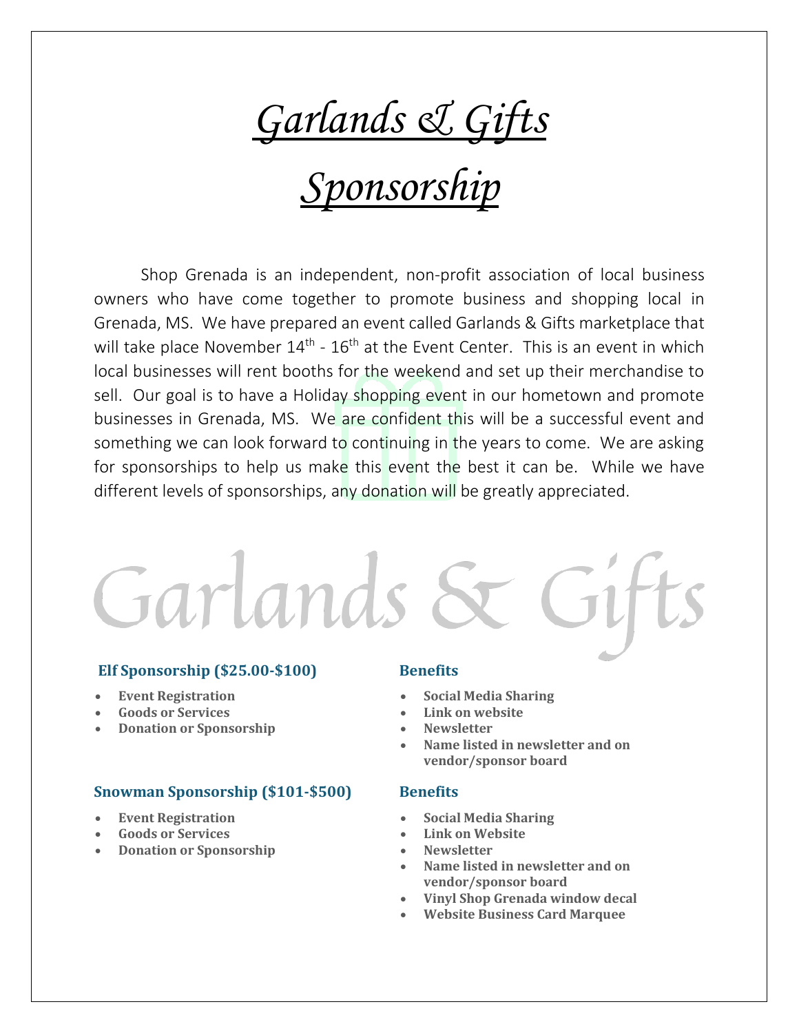# *Garlands & Gifts Sponsorship*

Shop Grenada is an independent, non-profit association of local business owners who have come together to promote business and shopping local in Grenada, MS. We have prepared an event called Garlands & Gifts marketplace that will take place November 14th - 16th at the Event Center. This is an event in which local businesses will rent booths for the weekend and set up their merchandise to sell. Our goal is to have a Holiday shopping event in our hometown and promote businesses in Grenada, MS. We are confident this will be a successful event and something we can look forward to continuing in the years to come. We are asking for sponsorships to help us make this event the best it can be. While we have different levels of sponsorships, any donation will be greatly appreciated.

Garlands & Gifts

### Elf Sponsorship ($25.00-$100)

- **Event Registration**
- **Goods or Services**
- **Donation or Sponsorship**

### Benefits

- **Social Media Sharing**
- **Link on website**
- **Newsletter**
- **Name listed in newsletter and on vendor/sponsor board**

### Snowman Sponsorship ($101-$500)

- **Event Registration**
- **Goods or Services**
- **Donation or Sponsorship**

### Benefits

- **Social Media Sharing**
- **Link on Website**
- **Newsletter**
- **Name listed in newsletter and on vendor/sponsor board**
- **Vinyl Shop Grenada window decal**
- **Website Business Card Marquee**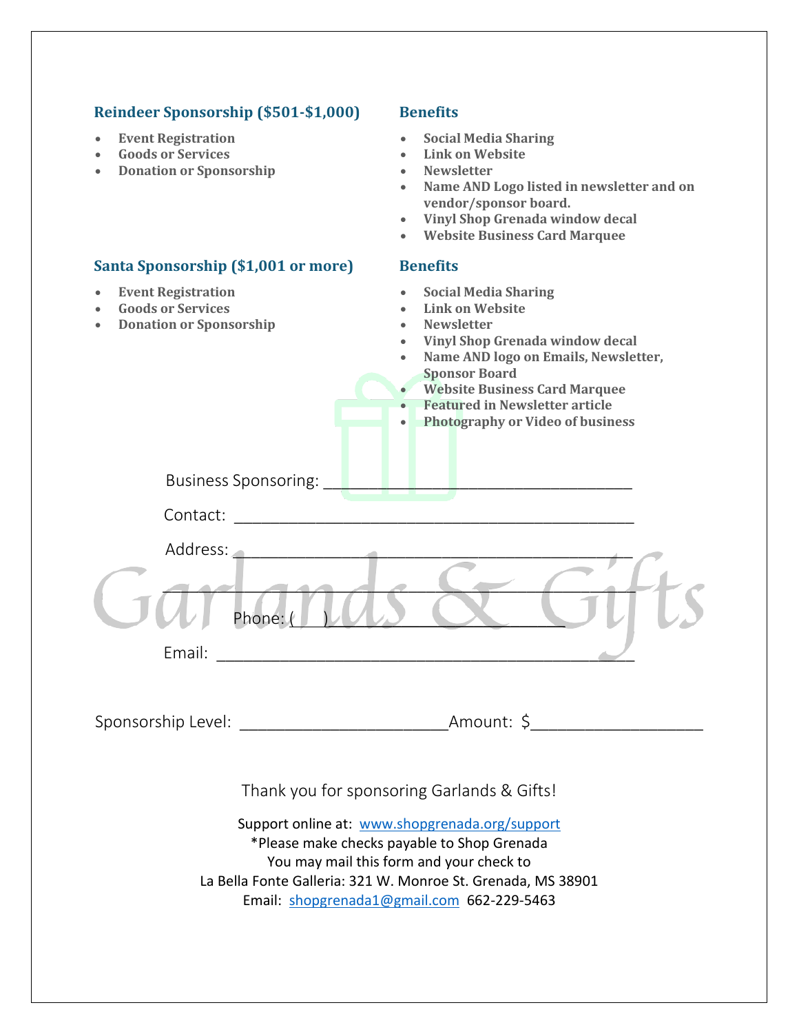### Reindeer Sponsorship ($501-$1,000)

- **Event Registration**
- **Goods or Services**
- **Donation or Sponsorship**

### Benefits

- **Social Media Sharing**
- **Link on Website**
- **Newsletter**
- **Name AND Logo listed in newsletter and on vendor/sponsor board.**
- **Vinyl Shop Grenada window decal**
- **Website Business Card Marquee**

### Santa Sponsorship ($1,001 or more)

- **Event Registration**
- **Goods or Services**
- **Donation or Sponsorship**

### Benefits

- **Social Media Sharing**
- **Link on Website**
- **Newsletter**
- **Vinyl Shop Grenada window decal**
- **Name AND logo on Emails, Newsletter, Sponsor Board**
- **Website Business Card Marquee**
- **Featured in Newsletter article**
- **Photography or Video of business**

Business Sponsoring: ____________________________________

Contact: _______________________________________________

Address: ______________________________________________

_______________________________________________________

Phone: (    ) ___________________________

Email: ________________________________________________

Sponsorship Level: ________________________ Amount: $____________________

Thank you for sponsoring Garlands & Gifts!

Support online at: www.shopgrenada.org/support

*Please make checks payable to Shop Grenada

You may mail this form and your check to

La Bella Fonte Galleria: 321 W. Monroe St. Grenada, MS 38901

Email: shopgrenada1@gmail.com 662-229-5463